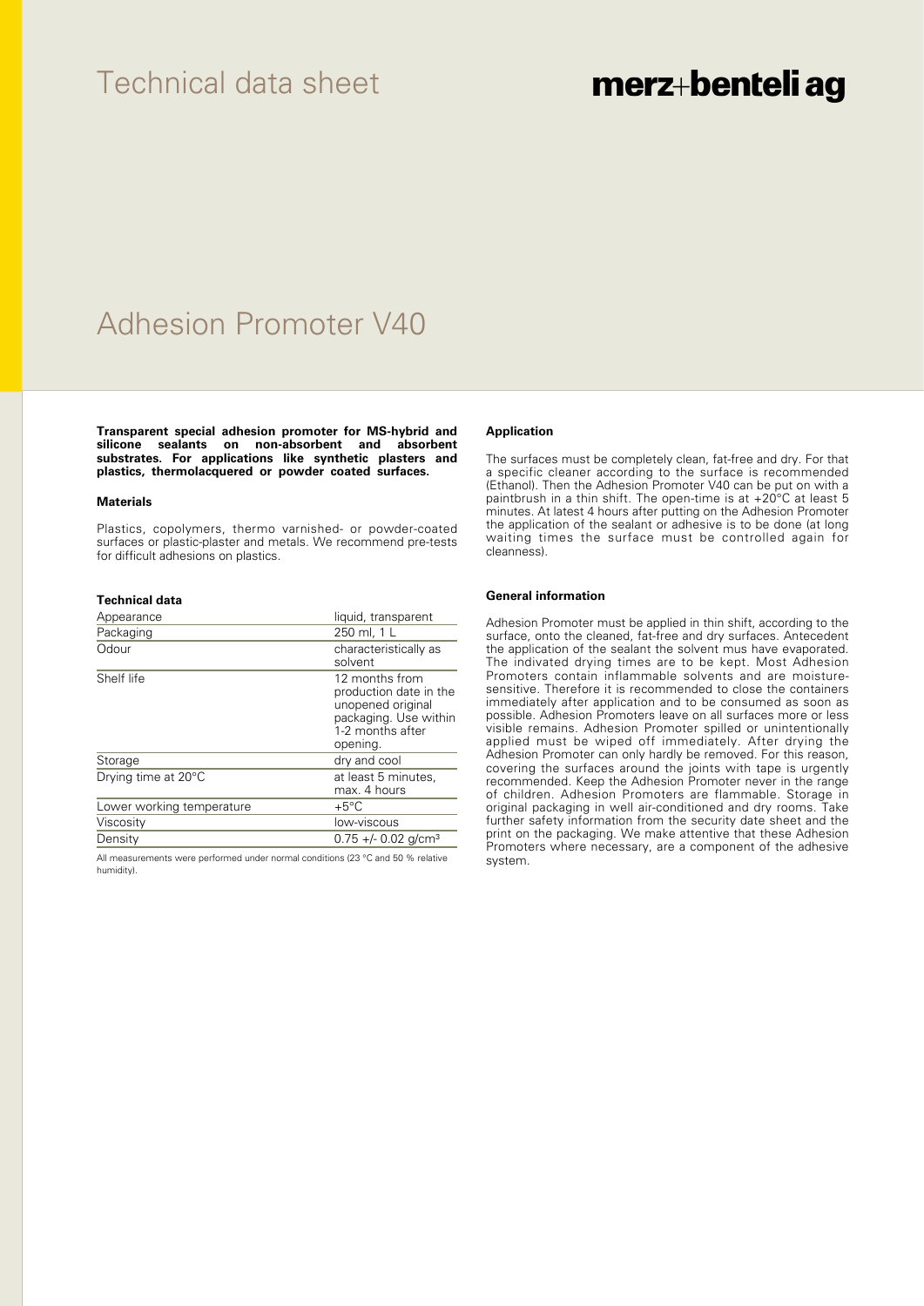Technical data sheet

merz+benteli ag

# Adhesion Promoter V40

**Transparent special adhesion promoter for MS-hybrid and silicone sealants on non-absorbent and absorbent substrates. For applications like synthetic plasters and plastics, thermolacquered or powder coated surfaces.**

### Materials

Plastics, copolymers, thermo varnished- or powder-coated surfaces or plastic-plaster and metals. We recommend pre-tests for difficult adhesions on plastics.

### Technical data

| Appearance | liquid, transparent |
|---|---|
| Packaging | 250 ml, 1 L |
| Odour | characteristically as solvent |
| Shelf life | 12 months from production date in the unopened original packaging. Use within 1-2 months after opening. |
| Storage | dry and cool |
| Drying time at 20°C | at least 5 minutes, max. 4 hours |
| Lower working temperature | +5°C |
| Viscosity | low-viscous |
| Density | 0.75 +/- 0.02 g/cm³ |

All measurements were performed under normal conditions (23 °C and 50 % relative humidity).

### Application

The surfaces must be completely clean, fat-free and dry. For that a specific cleaner according to the surface is recommended (Ethanol). Then the Adhesion Promoter V40 can be put on with a paintbrush in a thin shift. The open-time is at +20°C at least 5 minutes. At latest 4 hours after putting on the Adhesion Promoter the application of the sealant or adhesive is to be done (at long waiting times the surface must be controlled again for cleanness).

### General information

Adhesion Promoter must be applied in thin shift, according to the surface, onto the cleaned, fat-free and dry surfaces. Antecedent the application of the sealant the solvent mus have evaporated. The indivated drying times are to be kept. Most Adhesion Promoters contain inflammable solvents and are moisture-sensitive. Therefore it is recommended to close the containers immediately after application and to be consumed as soon as possible. Adhesion Promoters leave on all surfaces more or less visible remains. Adhesion Promoter spilled or unintentionally applied must be wiped off immediately. After drying the Adhesion Promoter can only hardly be removed. For this reason, covering the surfaces around the joints with tape is urgently recommended. Keep the Adhesion Promoter never in the range of children. Adhesion Promoters are flammable. Storage in original packaging in well air-conditioned and dry rooms. Take further safety information from the security date sheet and the print on the packaging. We make attentive that these Adhesion Promoters where necessary, are a component of the adhesive system.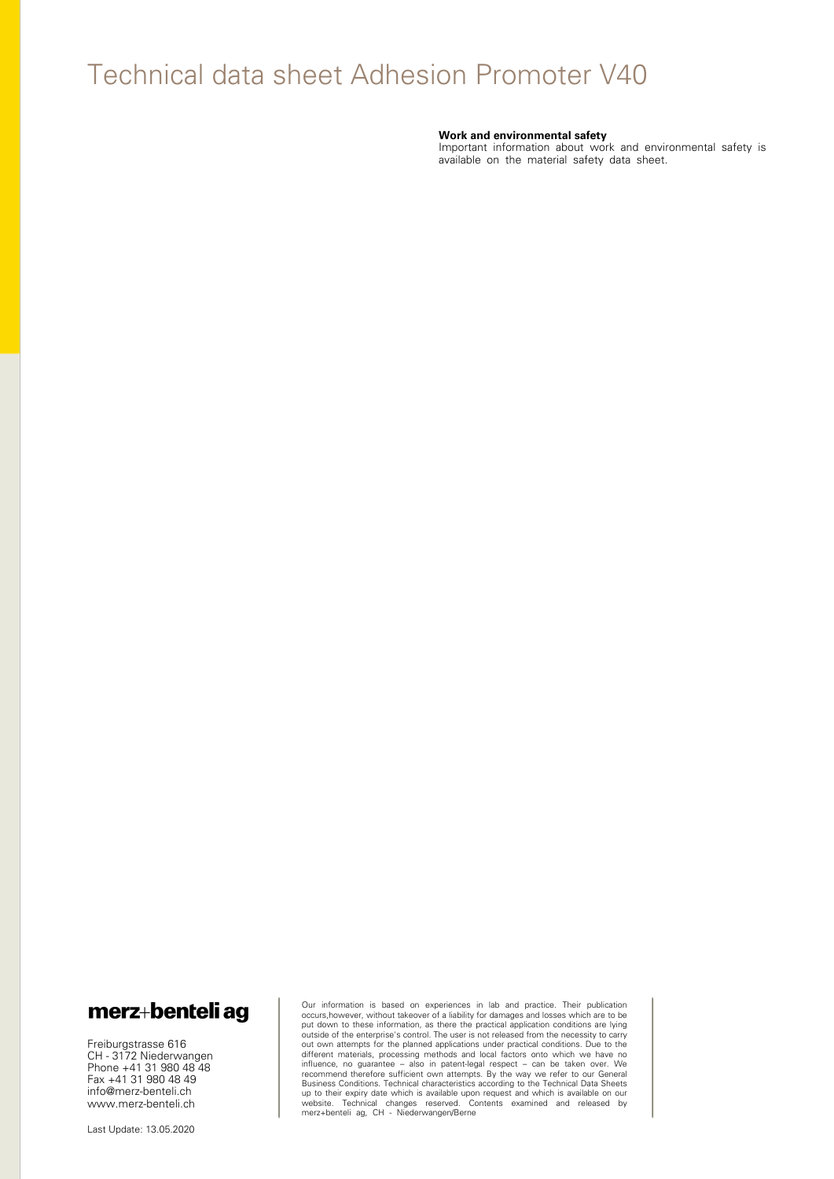**Work and environmental safety**

Important information about work and environmental safety is available on the material safety data sheet.

**merz+benteli ag**

Freiburgstrasse 616
CH - 3172 Niederwangen
Phone +41 31 980 48 48
Fax +41 31 980 48 49
info@merz-benteli.ch
www.merz-benteli.ch

Last Update: 13.05.2020

Our information is based on experiences in lab and practice. Their publication occurs,however, without takeover of a liability for damages and losses which are to be put down to these information, as there the practical application conditions are lying outside of the enterprise's control. The user is not released from the necessity to carry out own attempts for the planned applications under practical conditions. Due to the different materials, processing methods and local factors onto which we have no influence, no guarantee – also in patent-legal respect – can be taken over. We recommend therefore sufficient own attempts. By the way we refer to our General Business Conditions. Technical characteristics according to the Technical Data Sheets up to their expiry date which is available upon request and which is available on our website. Technical changes reserved. Contents examined and released by merz+benteli ag, CH - Niederwangen/Berne